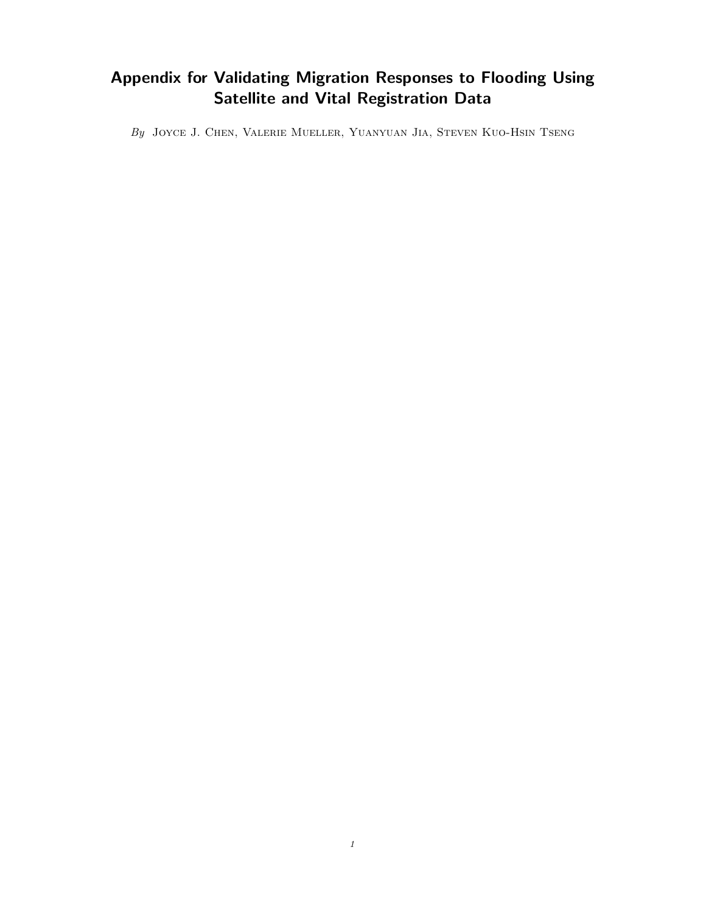# Appendix for Validating Migration Responses to Flooding Using Satellite and Vital Registration Data

*By* Joyce J. Chen, Valerie Mueller, Yuanyuan Jia, Steven Kuo-Hsin Tseng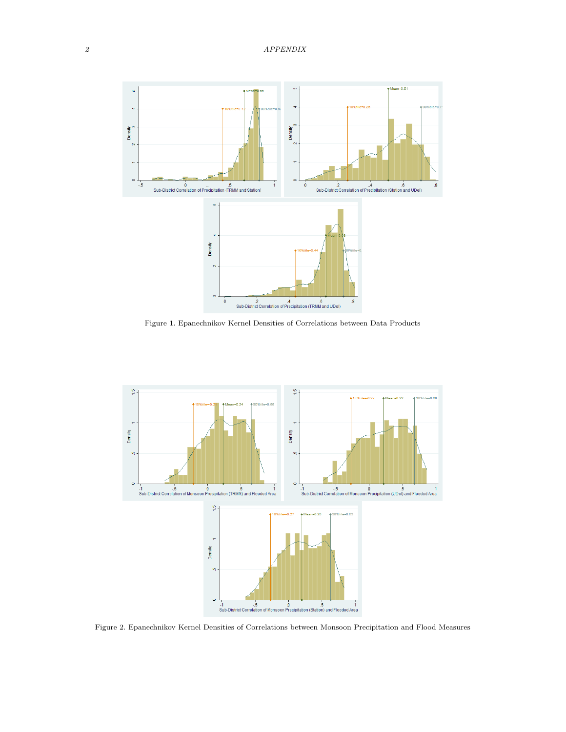Figure 1. Epanechnikov Kernel Densities of Correlations between Data Products

Figure 2. Epanechnikov Kernel Densities of Correlations between Monsoon Precipitation and Flood Measures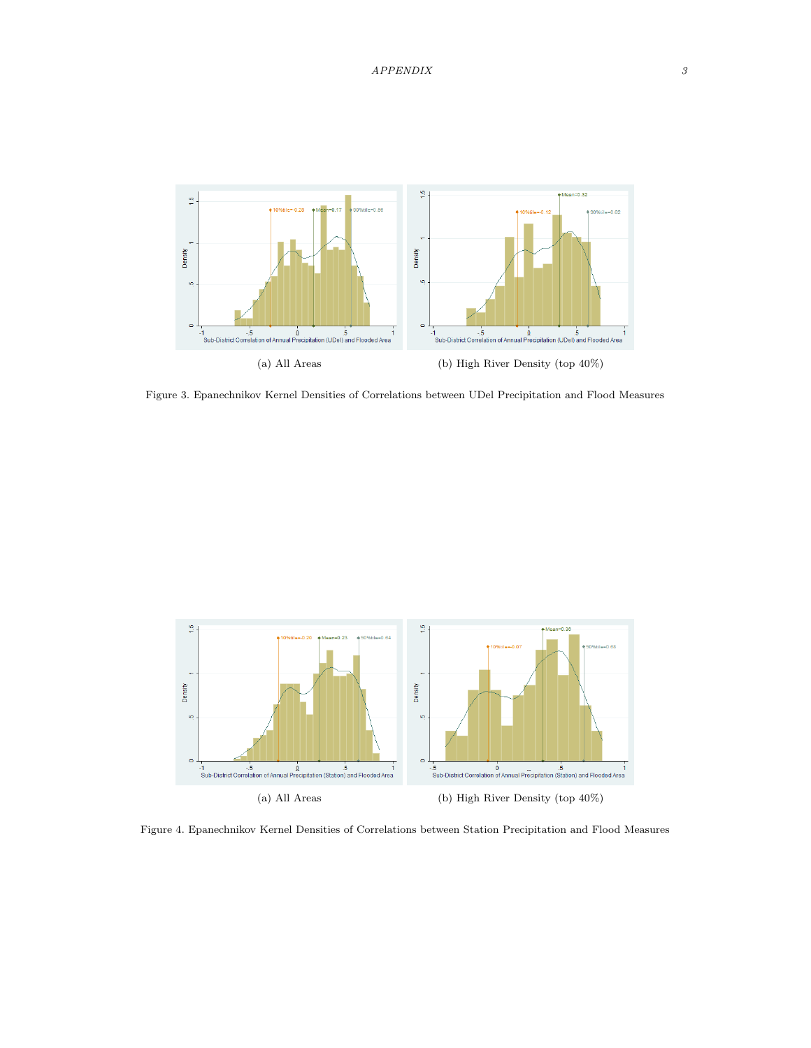(a) All Areas

(b) High River Density (top 40%)

Figure 3. Epanechnikov Kernel Densities of Correlations between UDel Precipitation and Flood Measures

(a) All Areas

(b) High River Density (top 40%)

Figure 4. Epanechnikov Kernel Densities of Correlations between Station Precipitation and Flood Measures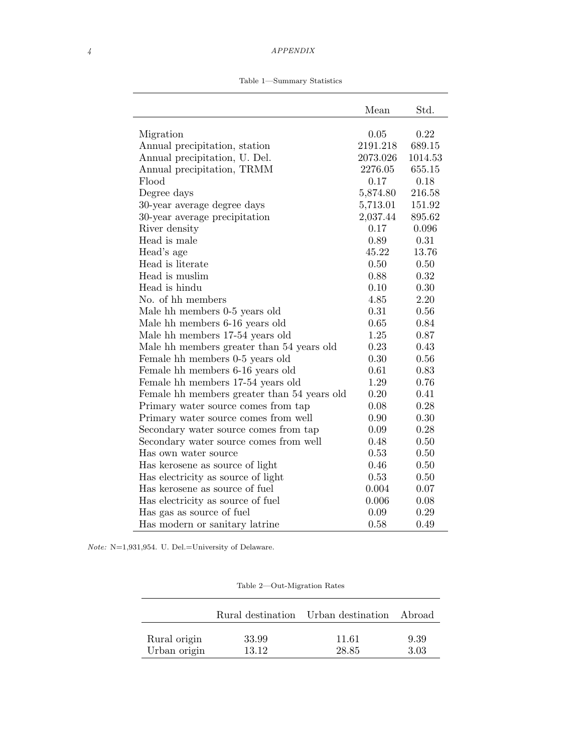Table 1—Summary Statistics

| | Mean | Std. |
|---|---|---|
| Migration | 0.05 | 0.22 |
| Annual precipitation, station | 2191.218 | 689.15 |
| Annual precipitation, U. Del. | 2073.026 | 1014.53 |
| Annual precipitation, TRMM | 2276.05 | 655.15 |
| Flood | 0.17 | 0.18 |
| Degree days | 5,874.80 | 216.58 |
| 30-year average degree days | 5,713.01 | 151.92 |
| 30-year average precipitation | 2,037.44 | 895.62 |
| River density | 0.17 | 0.096 |
| Head is male | 0.89 | 0.31 |
| Head's age | 45.22 | 13.76 |
| Head is literate | 0.50 | 0.50 |
| Head is muslim | 0.88 | 0.32 |
| Head is hindu | 0.10 | 0.30 |
| No. of hh members | 4.85 | 2.20 |
| Male hh members 0-5 years old | 0.31 | 0.56 |
| Male hh members 6-16 years old | 0.65 | 0.84 |
| Male hh members 17-54 years old | 1.25 | 0.87 |
| Male hh members greater than 54 years old | 0.23 | 0.43 |
| Female hh members 0-5 years old | 0.30 | 0.56 |
| Female hh members 6-16 years old | 0.61 | 0.83 |
| Female hh members 17-54 years old | 1.29 | 0.76 |
| Female hh members greater than 54 years old | 0.20 | 0.41 |
| Primary water source comes from tap | 0.08 | 0.28 |
| Primary water source comes from well | 0.90 | 0.30 |
| Secondary water source comes from tap | 0.09 | 0.28 |
| Secondary water source comes from well | 0.48 | 0.50 |
| Has own water source | 0.53 | 0.50 |
| Has kerosene as source of light | 0.46 | 0.50 |
| Has electricity as source of light | 0.53 | 0.50 |
| Has kerosene as source of fuel | 0.004 | 0.07 |
| Has electricity as source of fuel | 0.006 | 0.08 |
| Has gas as source of fuel | 0.09 | 0.29 |
| Has modern or sanitary latrine | 0.58 | 0.49 |

*Note:* N=1,931,954. U. Del.=University of Delaware.

Table 2—Out-Migration Rates

| | Rural destination | Urban destination | Abroad |
|---|---|---|---|
| Rural origin | 33.99 | 11.61 | 9.39 |
| Urban origin | 13.12 | 28.85 | 3.03 |